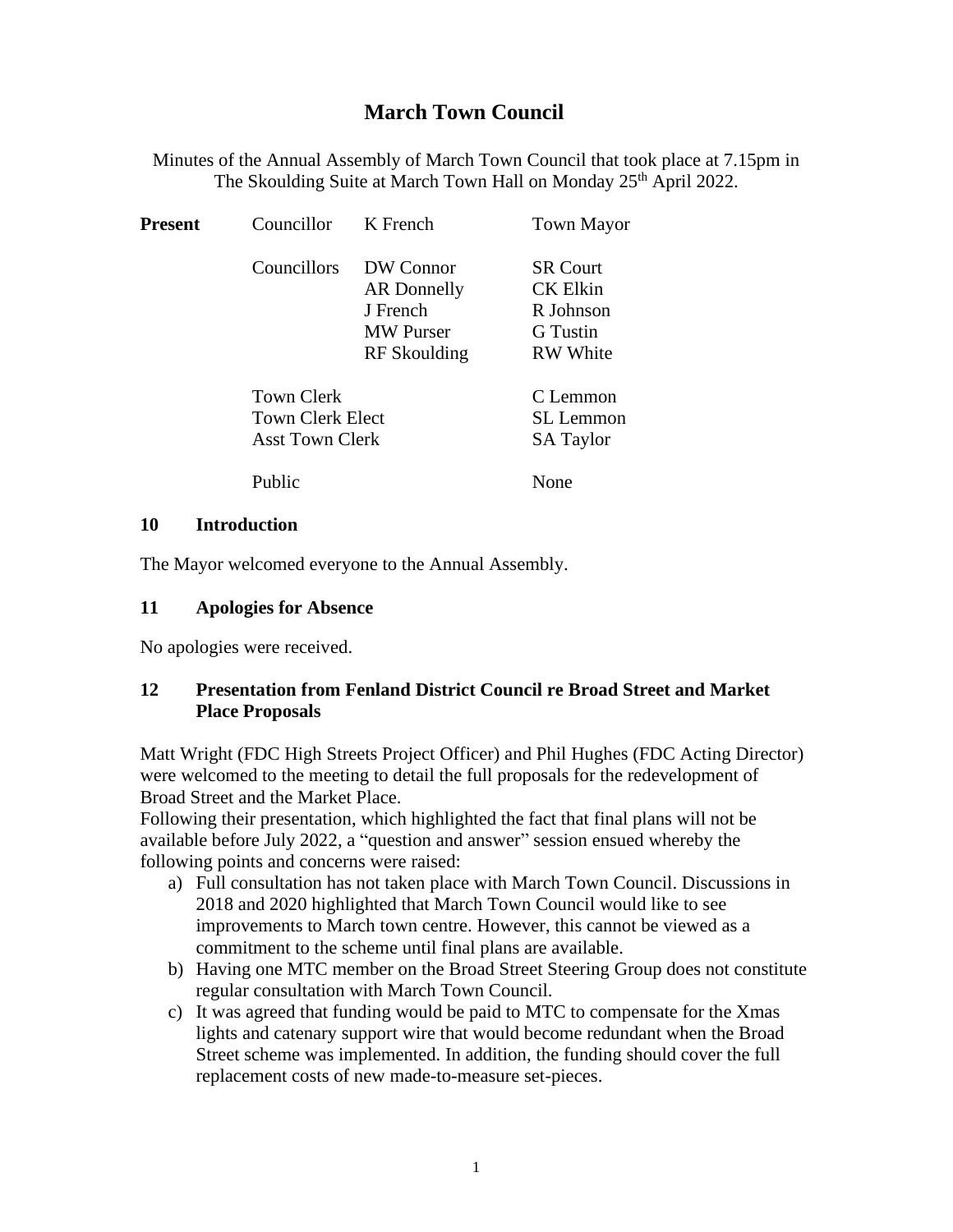# March Town Council

Minutes of the Annual Assembly of March Town Council that took place at 7.15pm in The Skoulding Suite at March Town Hall on Monday 25th April 2022.

| **Present** | Councillor | K French | Town Mayor |
|---|---|---|---|
| | Councillors | DW Connor | SR Court |
| | | AR Donnelly | CK Elkin |
| | | J French | R Johnson |
| | | MW Purser | G Tustin |
| | | RF Skoulding | RW White |
| | Town Clerk | | C Lemmon |
| | Town Clerk Elect | | SL Lemmon |
| | Asst Town Clerk | | SA Taylor |
| | Public | | None |

### 10 Introduction

The Mayor welcomed everyone to the Annual Assembly.

### 11 Apologies for Absence

No apologies were received.

### 12 Presentation from Fenland District Council re Broad Street and Market Place Proposals

Matt Wright (FDC High Streets Project Officer) and Phil Hughes (FDC Acting Director) were welcomed to the meeting to detail the full proposals for the redevelopment of Broad Street and the Market Place.

Following their presentation, which highlighted the fact that final plans will not be available before July 2022, a "question and answer" session ensued whereby the following points and concerns were raised:

a) Full consultation has not taken place with March Town Council. Discussions in 2018 and 2020 highlighted that March Town Council would like to see improvements to March town centre. However, this cannot be viewed as a commitment to the scheme until final plans are available.
b) Having one MTC member on the Broad Street Steering Group does not constitute regular consultation with March Town Council.
c) It was agreed that funding would be paid to MTC to compensate for the Xmas lights and catenary support wire that would become redundant when the Broad Street scheme was implemented. In addition, the funding should cover the full replacement costs of new made-to-measure set-pieces.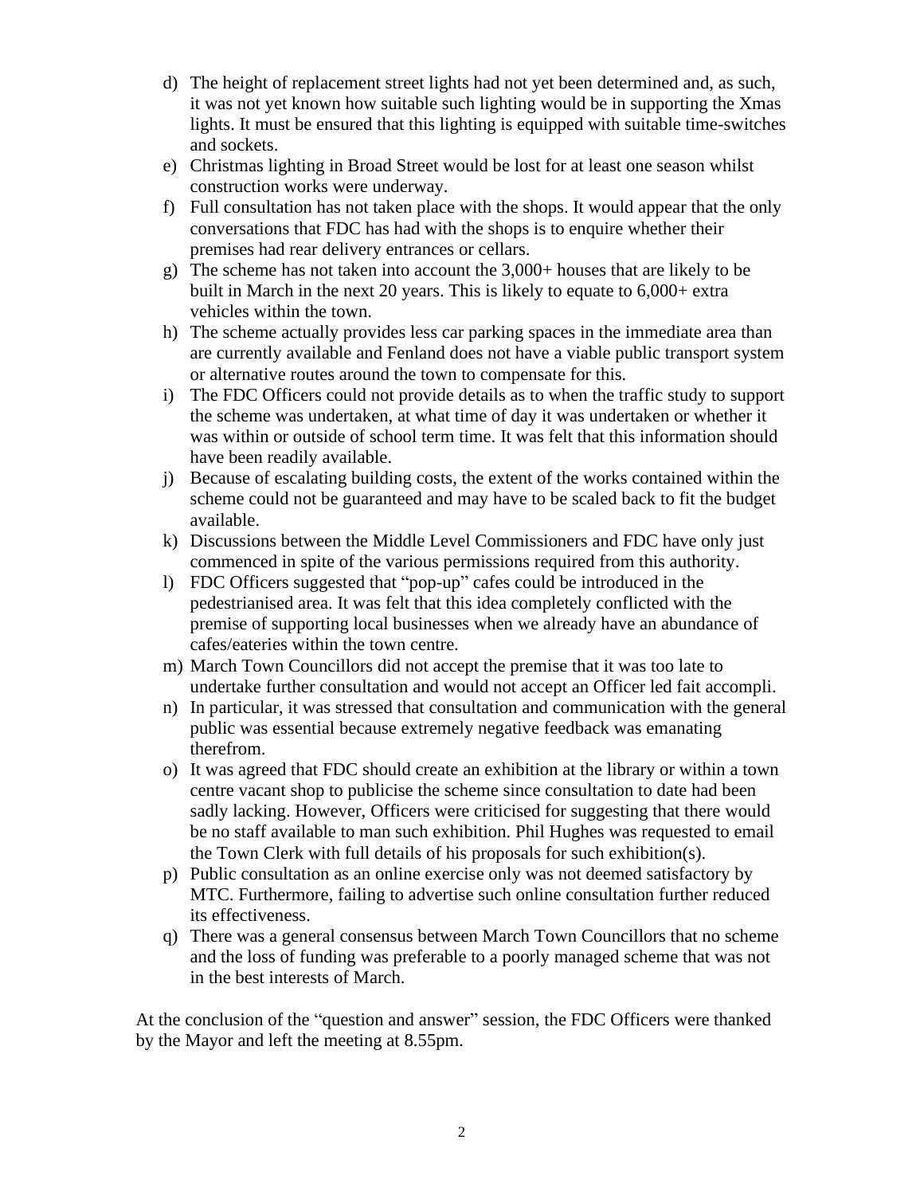d) The height of replacement street lights had not yet been determined and, as such, it was not yet known how suitable such lighting would be in supporting the Xmas lights. It must be ensured that this lighting is equipped with suitable time-switches and sockets.
e) Christmas lighting in Broad Street would be lost for at least one season whilst construction works were underway.
f) Full consultation has not taken place with the shops. It would appear that the only conversations that FDC has had with the shops is to enquire whether their premises had rear delivery entrances or cellars.
g) The scheme has not taken into account the 3,000+ houses that are likely to be built in March in the next 20 years. This is likely to equate to 6,000+ extra vehicles within the town.
h) The scheme actually provides less car parking spaces in the immediate area than are currently available and Fenland does not have a viable public transport system or alternative routes around the town to compensate for this.
i) The FDC Officers could not provide details as to when the traffic study to support the scheme was undertaken, at what time of day it was undertaken or whether it was within or outside of school term time. It was felt that this information should have been readily available.
j) Because of escalating building costs, the extent of the works contained within the scheme could not be guaranteed and may have to be scaled back to fit the budget available.
k) Discussions between the Middle Level Commissioners and FDC have only just commenced in spite of the various permissions required from this authority.
l) FDC Officers suggested that "pop-up" cafes could be introduced in the pedestrianised area. It was felt that this idea completely conflicted with the premise of supporting local businesses when we already have an abundance of cafes/eateries within the town centre.
m) March Town Councillors did not accept the premise that it was too late to undertake further consultation and would not accept an Officer led fait accompli.
n) In particular, it was stressed that consultation and communication with the general public was essential because extremely negative feedback was emanating therefrom.
o) It was agreed that FDC should create an exhibition at the library or within a town centre vacant shop to publicise the scheme since consultation to date had been sadly lacking. However, Officers were criticised for suggesting that there would be no staff available to man such exhibition. Phil Hughes was requested to email the Town Clerk with full details of his proposals for such exhibition(s).
p) Public consultation as an online exercise only was not deemed satisfactory by MTC. Furthermore, failing to advertise such online consultation further reduced its effectiveness.
q) There was a general consensus between March Town Councillors that no scheme and the loss of funding was preferable to a poorly managed scheme that was not in the best interests of March.

At the conclusion of the "question and answer" session, the FDC Officers were thanked by the Mayor and left the meeting at 8.55pm.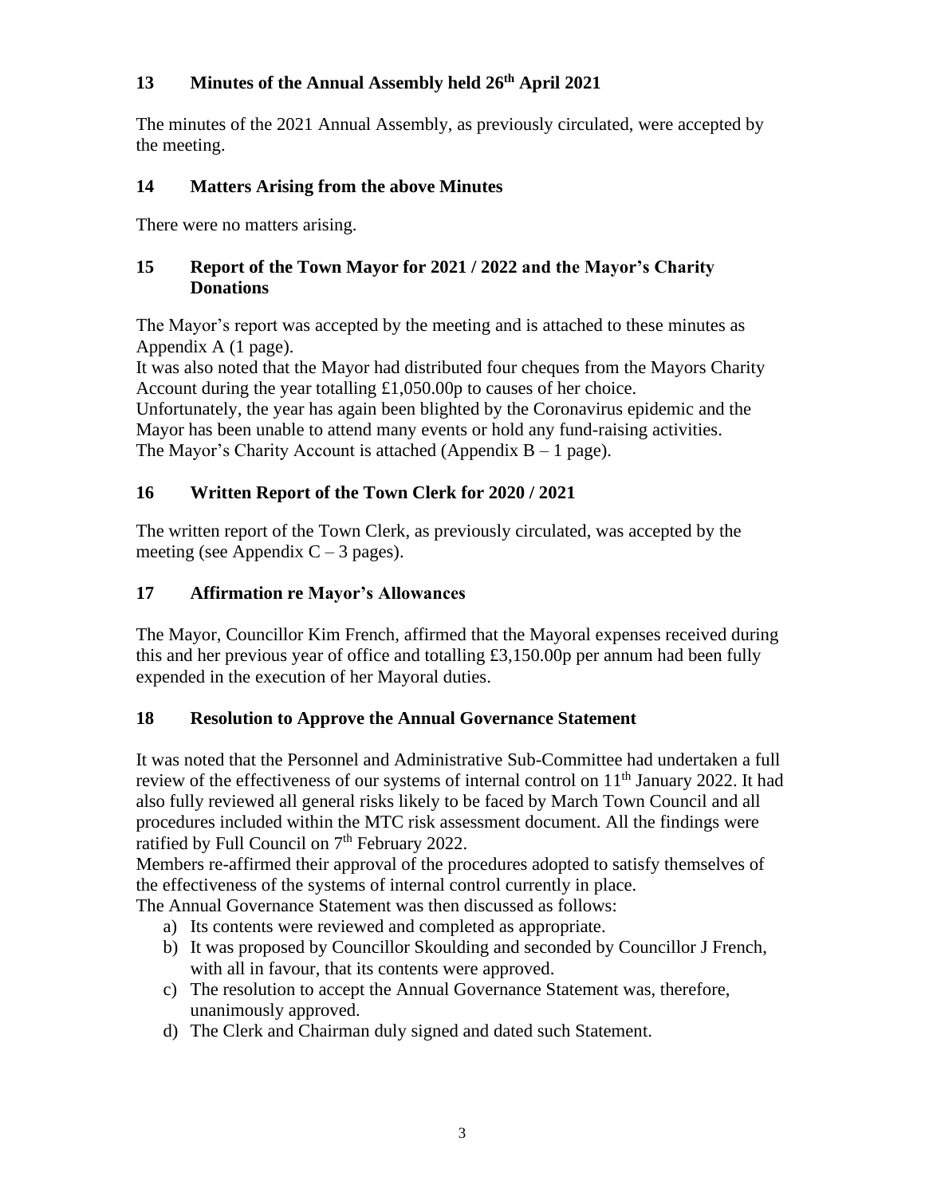## 13 Minutes of the Annual Assembly held 26th April 2021

The minutes of the 2021 Annual Assembly, as previously circulated, were accepted by the meeting.

## 14 Matters Arising from the above Minutes

There were no matters arising.

## 15 Report of the Town Mayor for 2021 / 2022 and the Mayor's Charity Donations

The Mayor's report was accepted by the meeting and is attached to these minutes as Appendix A (1 page).
It was also noted that the Mayor had distributed four cheques from the Mayors Charity Account during the year totalling £1,050.00p to causes of her choice.
Unfortunately, the year has again been blighted by the Coronavirus epidemic and the Mayor has been unable to attend many events or hold any fund-raising activities.
The Mayor's Charity Account is attached (Appendix B – 1 page).

## 16 Written Report of the Town Clerk for 2020 / 2021

The written report of the Town Clerk, as previously circulated, was accepted by the meeting (see Appendix C – 3 pages).

## 17 Affirmation re Mayor's Allowances

The Mayor, Councillor Kim French, affirmed that the Mayoral expenses received during this and her previous year of office and totalling £3,150.00p per annum had been fully expended in the execution of her Mayoral duties.

## 18 Resolution to Approve the Annual Governance Statement

It was noted that the Personnel and Administrative Sub-Committee had undertaken a full review of the effectiveness of our systems of internal control on 11th January 2022. It had also fully reviewed all general risks likely to be faced by March Town Council and all procedures included within the MTC risk assessment document. All the findings were ratified by Full Council on 7th February 2022.
Members re-affirmed their approval of the procedures adopted to satisfy themselves of the effectiveness of the systems of internal control currently in place.
The Annual Governance Statement was then discussed as follows:

a) Its contents were reviewed and completed as appropriate.
b) It was proposed by Councillor Skoulding and seconded by Councillor J French, with all in favour, that its contents were approved.
c) The resolution to accept the Annual Governance Statement was, therefore, unanimously approved.
d) The Clerk and Chairman duly signed and dated such Statement.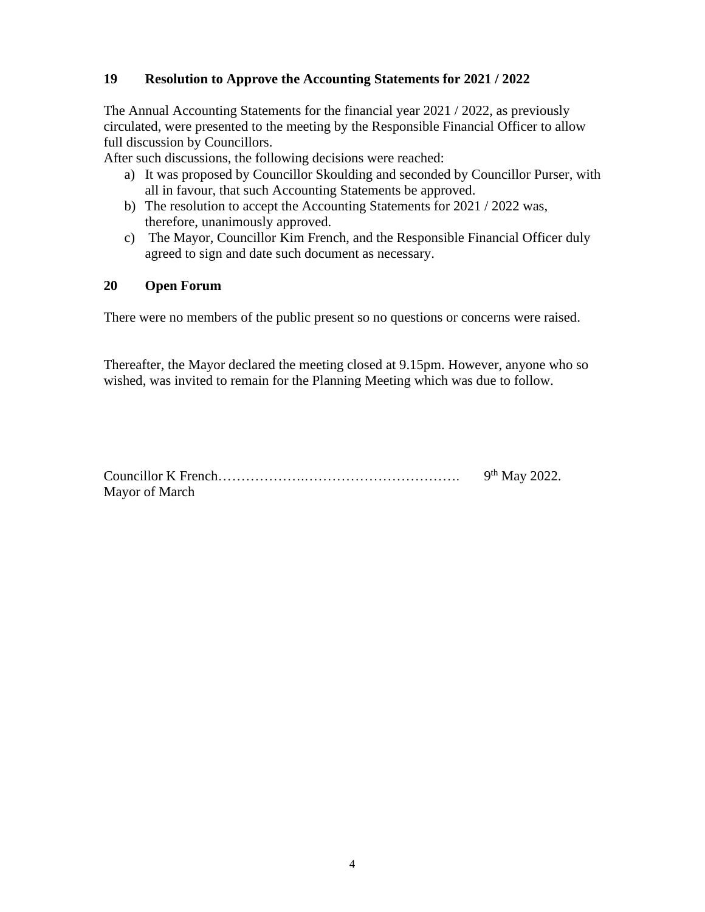### 19 Resolution to Approve the Accounting Statements for 2021 / 2022

The Annual Accounting Statements for the financial year 2021 / 2022, as previously circulated, were presented to the meeting by the Responsible Financial Officer to allow full discussion by Councillors.
After such discussions, the following decisions were reached:

a) It was proposed by Councillor Skoulding and seconded by Councillor Purser, with all in favour, that such Accounting Statements be approved.
b) The resolution to accept the Accounting Statements for 2021 / 2022 was, therefore, unanimously approved.
c) The Mayor, Councillor Kim French, and the Responsible Financial Officer duly agreed to sign and date such document as necessary.

### 20 Open Forum

There were no members of the public present so no questions or concerns were raised.

Thereafter, the Mayor declared the meeting closed at 9.15pm. However, anyone who so wished, was invited to remain for the Planning Meeting which was due to follow.

Councillor K French………………..……………………………. 9th May 2022.
Mayor of March